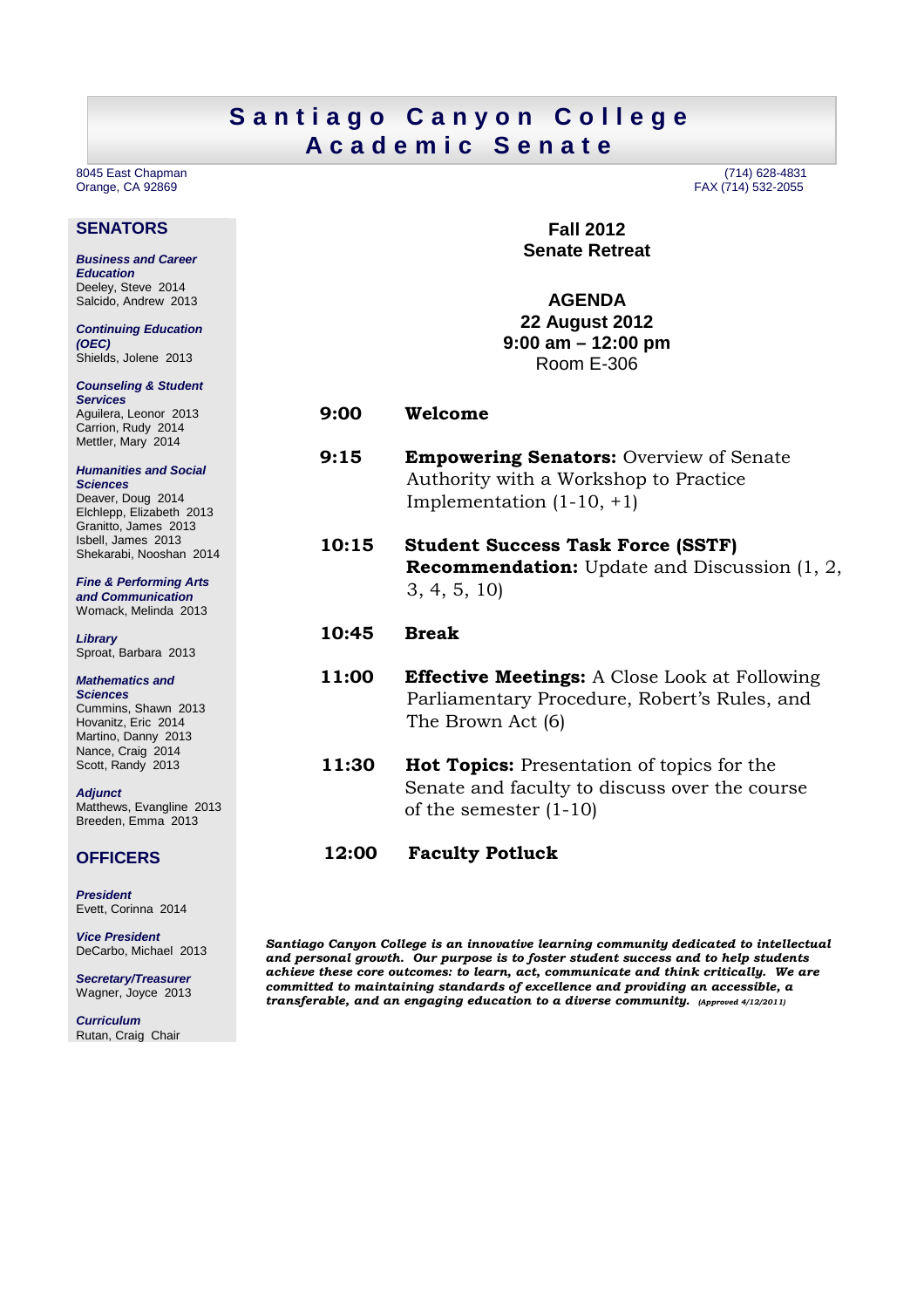# Santiago Canyon College
# Academic Senate

8045 East Chapman
Orange, CA 92869

(714) 628-4831
FAX (714) 532-2055

## SENATORS

***Business and Career Education***
Deeley, Steve 2014
Salcido, Andrew 2013

***Continuing Education (OEC)***
Shields, Jolene 2013

***Counseling & Student Services***
Aguilera, Leonor 2013
Carrion, Rudy 2014
Mettler, Mary 2014

***Humanities and Social Sciences***
Deaver, Doug 2014
Elchlepp, Elizabeth 2013
Granitto, James 2013
Isbell, James 2013
Shekarabi, Nooshan 2014

***Fine & Performing Arts and Communication***
Womack, Melinda 2013

***Library***
Sproat, Barbara 2013

***Mathematics and Sciences***
Cummins, Shawn 2013
Hovanitz, Eric 2014
Martino, Danny 2013
Nance, Craig 2014
Scott, Randy 2013

***Adjunct***
Matthews, Evangline 2013
Breeden, Emma 2013

## OFFICERS

***President***
Evett, Corinna 2014

***Vice President***
DeCarbo, Michael 2013

***Secretary/Treasurer***
Wagner, Joyce 2013

***Curriculum***
Rutan, Craig Chair

**Fall 2012**
**Senate Retreat**

**AGENDA**
**22 August 2012**
**9:00 am – 12:00 pm**
Room E-306

**9:00** **Welcome**

**9:15** **Empowering Senators:** Overview of Senate Authority with a Workshop to Practice Implementation (1-10, +1)

**10:15** **Student Success Task Force (SSTF) Recommendation:** Update and Discussion (1, 2, 3, 4, 5, 10)

**10:45** **Break**

**11:00** **Effective Meetings:** A Close Look at Following Parliamentary Procedure, Robert's Rules, and The Brown Act (6)

**11:30** **Hot Topics:** Presentation of topics for the Senate and faculty to discuss over the course of the semester (1-10)

**12:00** **Faculty Potluck**

***Santiago Canyon College is an innovative learning community dedicated to intellectual and personal growth. Our purpose is to foster student success and to help students achieve these core outcomes: to learn, act, communicate and think critically. We are committed to maintaining standards of excellence and providing an accessible, a transferable, and an engaging education to a diverse community.*** *(Approved 4/12/2011)*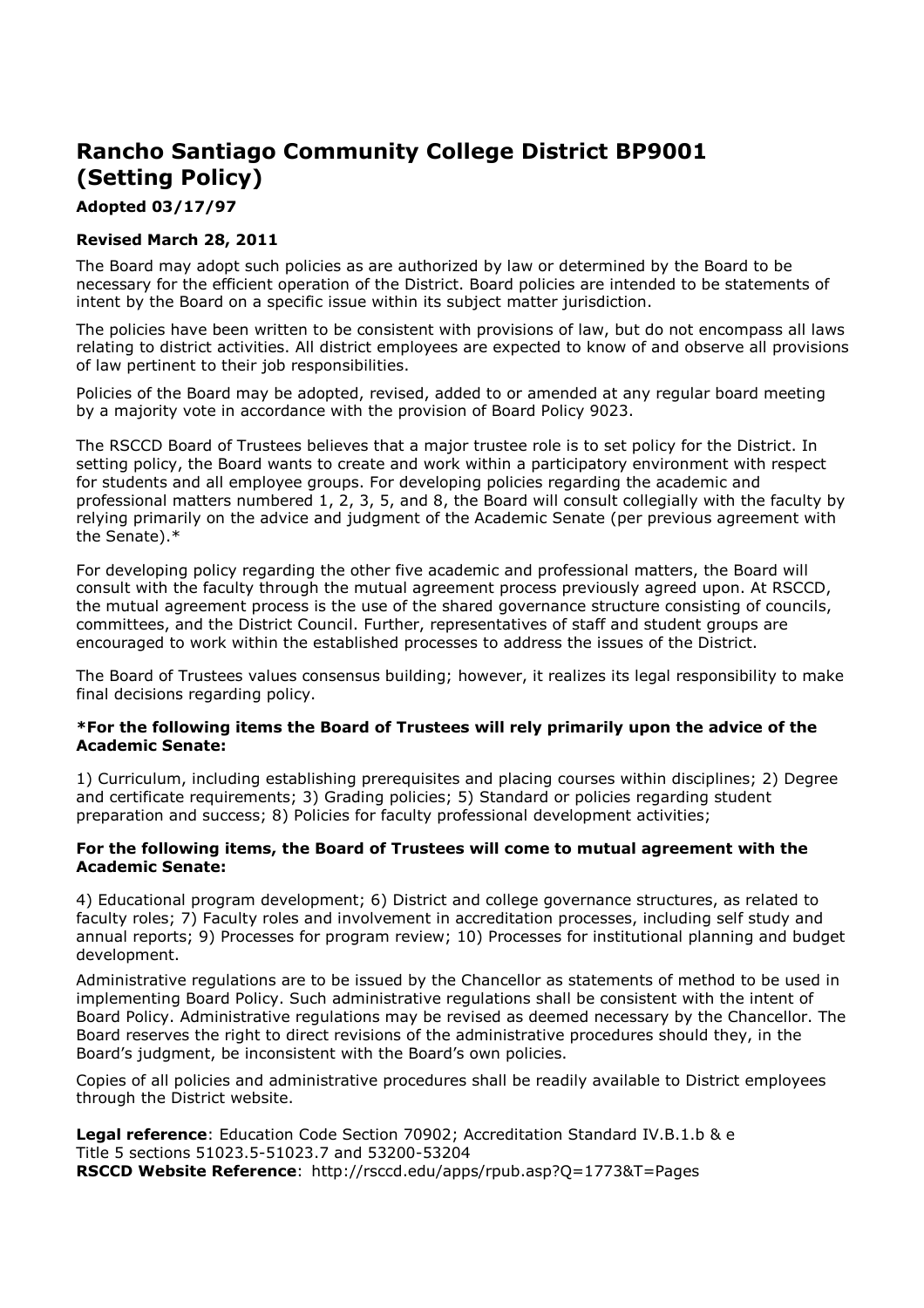# Rancho Santiago Community College District BP9001 (Setting Policy)

**Adopted 03/17/97**

**Revised March 28, 2011**

The Board may adopt such policies as are authorized by law or determined by the Board to be necessary for the efficient operation of the District. Board policies are intended to be statements of intent by the Board on a specific issue within its subject matter jurisdiction.

The policies have been written to be consistent with provisions of law, but do not encompass all laws relating to district activities. All district employees are expected to know of and observe all provisions of law pertinent to their job responsibilities.

Policies of the Board may be adopted, revised, added to or amended at any regular board meeting by a majority vote in accordance with the provision of Board Policy 9023.

The RSCCD Board of Trustees believes that a major trustee role is to set policy for the District. In setting policy, the Board wants to create and work within a participatory environment with respect for students and all employee groups. For developing policies regarding the academic and professional matters numbered 1, 2, 3, 5, and 8, the Board will consult collegially with the faculty by relying primarily on the advice and judgment of the Academic Senate (per previous agreement with the Senate).*

For developing policy regarding the other five academic and professional matters, the Board will consult with the faculty through the mutual agreement process previously agreed upon. At RSCCD, the mutual agreement process is the use of the shared governance structure consisting of councils, committees, and the District Council. Further, representatives of staff and student groups are encouraged to work within the established processes to address the issues of the District.

The Board of Trustees values consensus building; however, it realizes its legal responsibility to make final decisions regarding policy.

**\*For the following items the Board of Trustees will rely primarily upon the advice of the Academic Senate:**

1) Curriculum, including establishing prerequisites and placing courses within disciplines; 2) Degree and certificate requirements; 3) Grading policies; 5) Standard or policies regarding student preparation and success; 8) Policies for faculty professional development activities;

**For the following items, the Board of Trustees will come to mutual agreement with the Academic Senate:**

4) Educational program development; 6) District and college governance structures, as related to faculty roles; 7) Faculty roles and involvement in accreditation processes, including self study and annual reports; 9) Processes for program review; 10) Processes for institutional planning and budget development.

Administrative regulations are to be issued by the Chancellor as statements of method to be used in implementing Board Policy. Such administrative regulations shall be consistent with the intent of Board Policy. Administrative regulations may be revised as deemed necessary by the Chancellor. The Board reserves the right to direct revisions of the administrative procedures should they, in the Board's judgment, be inconsistent with the Board's own policies.

Copies of all policies and administrative procedures shall be readily available to District employees through the District website.

**Legal reference**: Education Code Section 70902; Accreditation Standard IV.B.1.b & e
Title 5 sections 51023.5-51023.7 and 53200-53204
**RSCCD Website Reference**: http://rsccd.edu/apps/rpub.asp?Q=1773&T=Pages